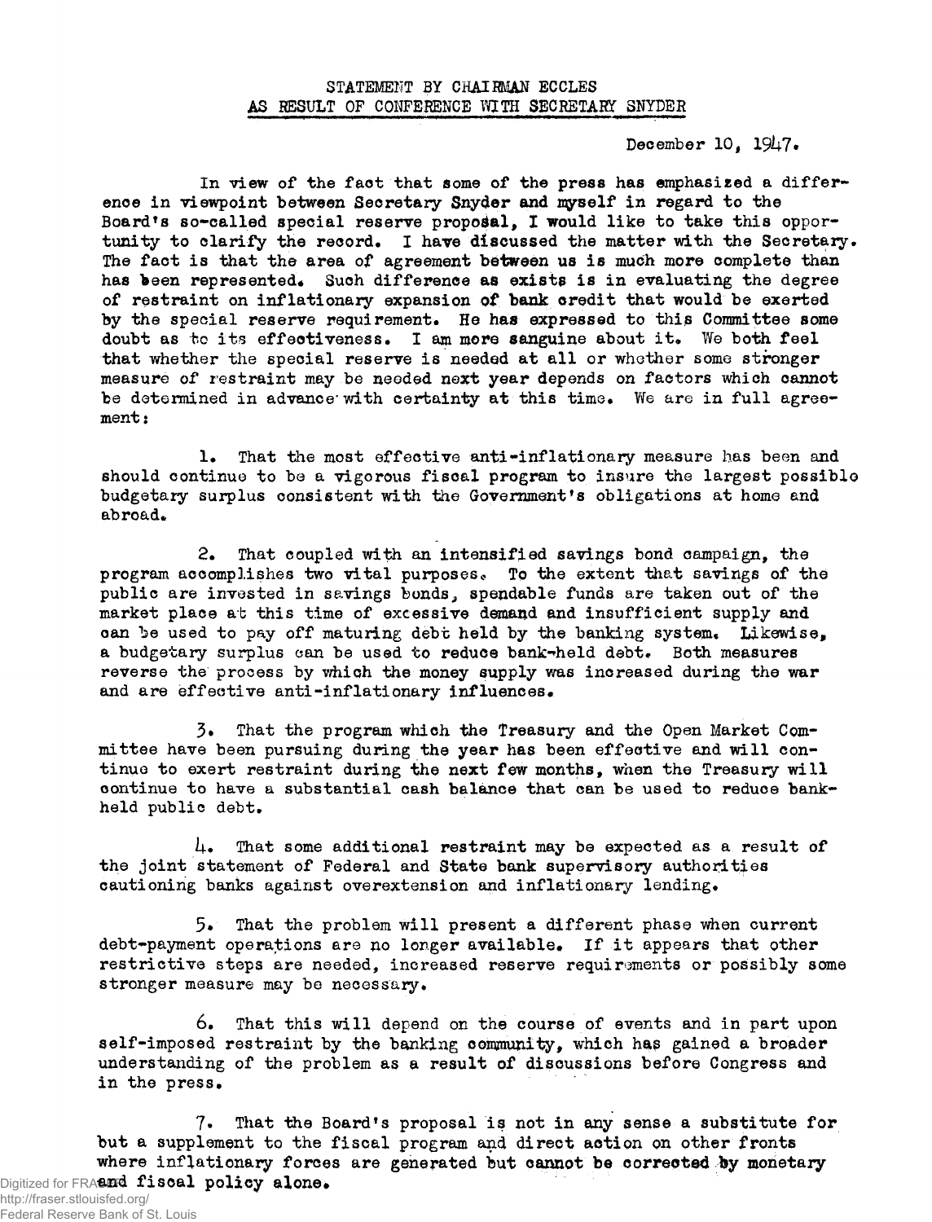## STATEMENT BY CHAIRMAN ECCLES
## AS RESULT OF CONFERENCE WITH SECRETARY SNYDER

December 10, 1947.

In view of the fact that some of the press has emphasized a difference in viewpoint between Secretary Snyder and myself in regard to the Board's so-called special reserve proposal, I would like to take this opportunity to clarify the record. I have discussed the matter with the Secretary. The fact is that the area of agreement between us is much more complete than has been represented. Such difference as exists is in evaluating the degree of restraint on inflationary expansion of bank credit that would be exerted by the special reserve requirement. He has expressed to this Committee some doubt as to its effectiveness. I am more sanguine about it. We both feel that whether the special reserve is needed at all or whether some stronger measure of restraint may be needed next year depends on factors which cannot be determined in advance with certainty at this time. We are in full agreement:

1. That the most effective anti-inflationary measure has been and should continue to be a vigorous fiscal program to insure the largest possible budgetary surplus consistent with the Government's obligations at home and abroad.

2. That coupled with an intensified savings bond campaign, the program accomplishes two vital purposes. To the extent that savings of the public are invested in savings bonds, spendable funds are taken out of the market place at this time of excessive demand and insufficient supply and can be used to pay off maturing debt held by the banking system. Likewise, a budgetary surplus can be used to reduce bank-held debt. Both measures reverse the process by which the money supply was increased during the war and are effective anti-inflationary influences.

3. That the program which the Treasury and the Open Market Committee have been pursuing during the year has been effective and will continue to exert restraint during the next few months, when the Treasury will continue to have a substantial cash balance that can be used to reduce bank-held public debt.

4. That some additional restraint may be expected as a result of the joint statement of Federal and State bank supervisory authorities cautioning banks against overextension and inflationary lending.

5. That the problem will present a different phase when current debt-payment operations are no longer available. If it appears that other restrictive steps are needed, increased reserve requirements or possibly some stronger measure may be necessary.

6. That this will depend on the course of events and in part upon self-imposed restraint by the banking community, which has gained a broader understanding of the problem as a result of discussions before Congress and in the press.

7. That the Board's proposal is not in any sense a substitute for but a supplement to the fiscal program and direct action on other fronts where inflationary forces are generated but cannot be corrected by monetary and fiscal policy alone.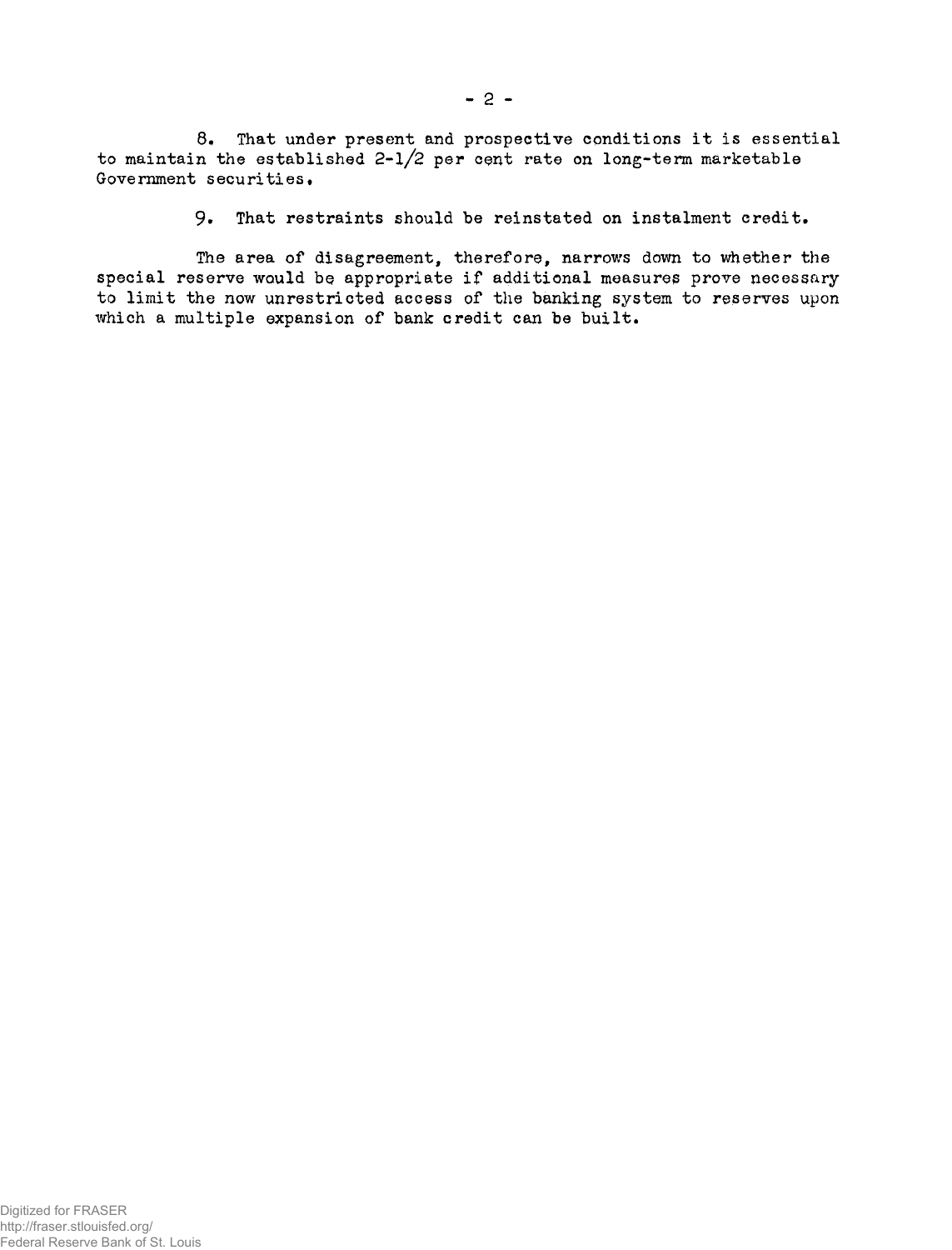8. That under present and prospective conditions it is essential to maintain the established 2-1/2 per cent rate on long-term marketable Government securities.

9. That restraints should be reinstated on instalment credit.

The area of disagreement, therefore, narrows down to whether the special reserve would be appropriate if additional measures prove necessary to limit the now unrestricted access of the banking system to reserves upon which a multiple expansion of bank credit can be built.